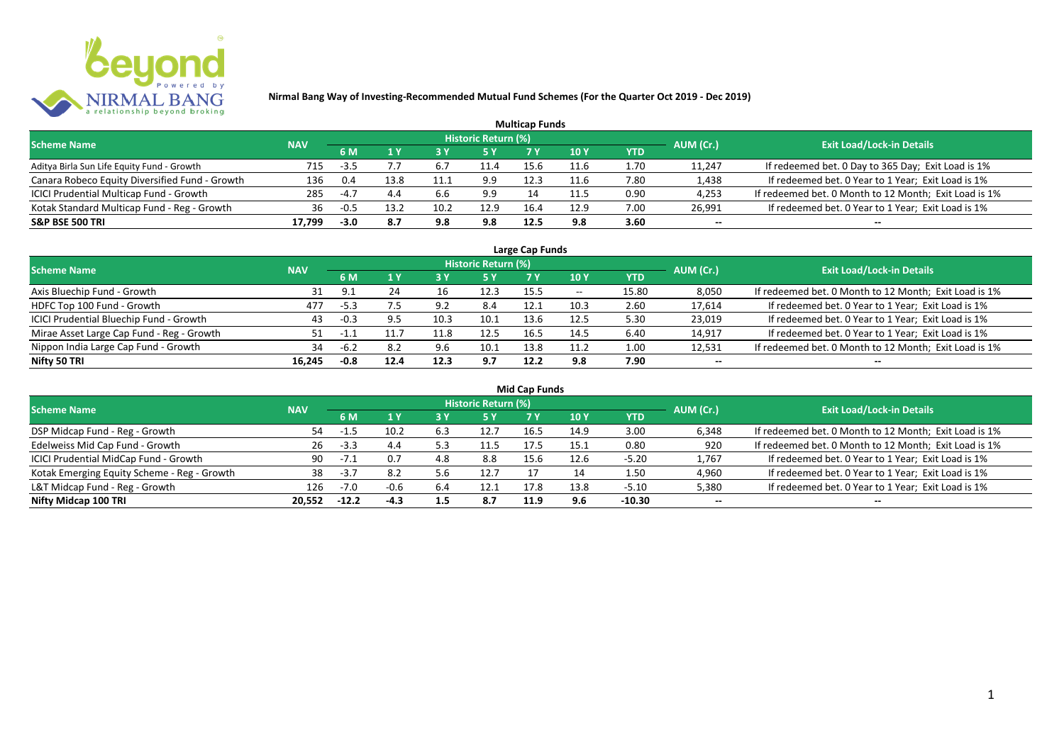# Nirmal Bang Way of Investing-Recommended Mutual Fund Schemes (For the Quarter Oct 2019 - Dec 2019)

## Multicap Funds

| Scheme Name | NAV | Historic Return (%) | | | | | | | AUM (Cr.) | Exit Load/Lock-in Details |
|---|---|---|---|---|---|---|---|---|---|---|
| | | 6 M | 1 Y | 3 Y | 5 Y | 7 Y | 10 Y | YTD | | |
| Aditya Birla Sun Life Equity Fund - Growth | 715 | -3.5 | 7.7 | 6.7 | 11.4 | 15.6 | 11.6 | 1.70 | 11,247 | If redeemed bet. 0 Day to 365 Day; Exit Load is 1% |
| Canara Robeco Equity Diversified Fund - Growth | 136 | 0.4 | 13.8 | 11.1 | 9.9 | 12.3 | 11.6 | 7.80 | 1,438 | If redeemed bet. 0 Year to 1 Year; Exit Load is 1% |
| ICICI Prudential Multicap Fund - Growth | 285 | -4.7 | 4.4 | 6.6 | 9.9 | 14 | 11.5 | 0.90 | 4,253 | If redeemed bet. 0 Month to 12 Month; Exit Load is 1% |
| Kotak Standard Multicap Fund - Reg - Growth | 36 | -0.5 | 13.2 | 10.2 | 12.9 | 16.4 | 12.9 | 7.00 | 26,991 | If redeemed bet. 0 Year to 1 Year; Exit Load is 1% |
| **S&P BSE 500 TRI** | **17,799** | **-3.0** | **8.7** | **9.8** | **9.8** | **12.5** | **9.8** | **3.60** | -- | -- |

## Large Cap Funds

| Scheme Name | NAV | Historic Return (%) | | | | | | | AUM (Cr.) | Exit Load/Lock-in Details |
|---|---|---|---|---|---|---|---|---|---|---|
| | | 6 M | 1 Y | 3 Y | 5 Y | 7 Y | 10 Y | YTD | | |
| Axis Bluechip Fund - Growth | 31 | 9.1 | 24 | 16 | 12.3 | 15.5 | -- | 15.80 | 8,050 | If redeemed bet. 0 Month to 12 Month; Exit Load is 1% |
| HDFC Top 100 Fund - Growth | 477 | -5.3 | 7.5 | 9.2 | 8.4 | 12.1 | 10.3 | 2.60 | 17,614 | If redeemed bet. 0 Year to 1 Year; Exit Load is 1% |
| ICICI Prudential Bluechip Fund - Growth | 43 | -0.3 | 9.5 | 10.3 | 10.1 | 13.6 | 12.5 | 5.30 | 23,019 | If redeemed bet. 0 Year to 1 Year; Exit Load is 1% |
| Mirae Asset Large Cap Fund - Reg - Growth | 51 | -1.1 | 11.7 | 11.8 | 12.5 | 16.5 | 14.5 | 6.40 | 14,917 | If redeemed bet. 0 Year to 1 Year; Exit Load is 1% |
| Nippon India Large Cap Fund - Growth | 34 | -6.2 | 8.2 | 9.6 | 10.1 | 13.8 | 11.2 | 1.00 | 12,531 | If redeemed bet. 0 Month to 12 Month; Exit Load is 1% |
| **Nifty 50 TRI** | **16,245** | **-0.8** | **12.4** | **12.3** | **9.7** | **12.2** | **9.8** | **7.90** | -- | -- |

## Mid Cap Funds

| Scheme Name | NAV | Historic Return (%) | | | | | | | AUM (Cr.) | Exit Load/Lock-in Details |
|---|---|---|---|---|---|---|---|---|---|---|
| | | 6 M | 1 Y | 3 Y | 5 Y | 7 Y | 10 Y | YTD | | |
| DSP Midcap Fund - Reg - Growth | 54 | -1.5 | 10.2 | 6.3 | 12.7 | 16.5 | 14.9 | 3.00 | 6,348 | If redeemed bet. 0 Month to 12 Month; Exit Load is 1% |
| Edelweiss Mid Cap Fund - Growth | 26 | -3.3 | 4.4 | 5.3 | 11.5 | 17.5 | 15.1 | 0.80 | 920 | If redeemed bet. 0 Month to 12 Month; Exit Load is 1% |
| ICICI Prudential MidCap Fund - Growth | 90 | -7.1 | 0.7 | 4.8 | 8.8 | 15.6 | 12.6 | -5.20 | 1,767 | If redeemed bet. 0 Year to 1 Year; Exit Load is 1% |
| Kotak Emerging Equity Scheme - Reg - Growth | 38 | -3.7 | 8.2 | 5.6 | 12.7 | 17 | 14 | 1.50 | 4,960 | If redeemed bet. 0 Year to 1 Year; Exit Load is 1% |
| L&T Midcap Fund - Reg - Growth | 126 | -7.0 | -0.6 | 6.4 | 12.1 | 17.8 | 13.8 | -5.10 | 5,380 | If redeemed bet. 0 Year to 1 Year; Exit Load is 1% |
| **Nifty Midcap 100 TRI** | **20,552** | **-12.2** | **-4.3** | **1.5** | **8.7** | **11.9** | **9.6** | **-10.30** | -- | -- |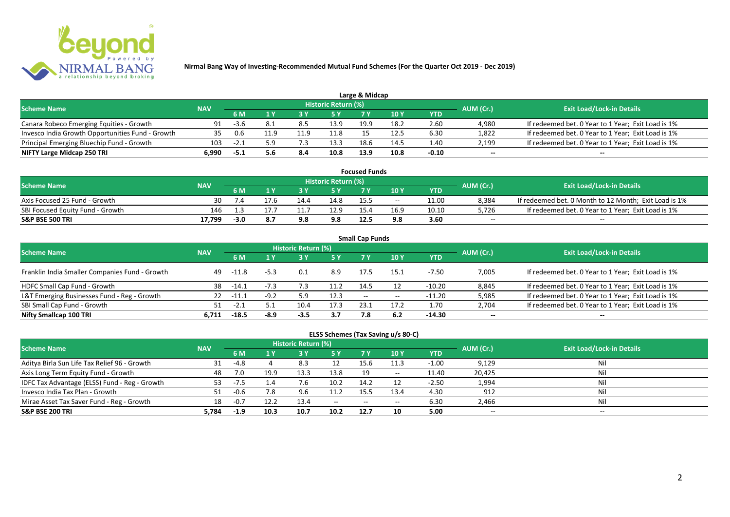# Nirmal Bang Way of Investing-Recommended Mutual Fund Schemes (For the Quarter Oct 2019 - Dec 2019)

## Large & Midcap

| Scheme Name | NAV | Historic Return (%) | | | | | | | AUM (Cr.) | Exit Load/Lock-in Details |
|---|---|---|---|---|---|---|---|---|---|---|
| | | 6 M | 1 Y | 3 Y | 5 Y | 7 Y | 10 Y | YTD | | |
| Canara Robeco Emerging Equities - Growth | 91 | -3.6 | 8.1 | 8.5 | 13.9 | 19.9 | 18.2 | 2.60 | 4,980 | If redeemed bet. 0 Year to 1 Year; Exit Load is 1% |
| Invesco India Growth Opportunities Fund - Growth | 35 | 0.6 | 11.9 | 11.9 | 11.8 | 15 | 12.5 | 6.30 | 1,822 | If redeemed bet. 0 Year to 1 Year; Exit Load is 1% |
| Principal Emerging Bluechip Fund - Growth | 103 | -2.1 | 5.9 | 7.3 | 13.3 | 18.6 | 14.5 | 1.40 | 2,199 | If redeemed bet. 0 Year to 1 Year; Exit Load is 1% |
| **NIFTY Large Midcap 250 TRI** | **6,990** | **-5.1** | **5.6** | **8.4** | **10.8** | **13.9** | **10.8** | **-0.10** | **--** | **--** |

## Focused Funds

| Scheme Name | NAV | Historic Return (%) | | | | | | | AUM (Cr.) | Exit Load/Lock-in Details |
|---|---|---|---|---|---|---|---|---|---|---|
| | | 6 M | 1 Y | 3 Y | 5 Y | 7 Y | 10 Y | YTD | | |
| Axis Focused 25 Fund - Growth | 30 | 7.4 | 17.6 | 14.4 | 14.8 | 15.5 | -- | 11.00 | 8,384 | If redeemed bet. 0 Month to 12 Month; Exit Load is 1% |
| SBI Focused Equity Fund - Growth | 146 | 1.3 | 17.7 | 11.7 | 12.9 | 15.4 | 16.9 | 10.10 | 5,726 | If redeemed bet. 0 Year to 1 Year; Exit Load is 1% |
| **S&P BSE 500 TRI** | **17,799** | **-3.0** | **8.7** | **9.8** | **9.8** | **12.5** | **9.8** | **3.60** | **--** | **--** |

## Small Cap Funds

| Scheme Name | NAV | Historic Return (%) | | | | | | | AUM (Cr.) | Exit Load/Lock-in Details |
|---|---|---|---|---|---|---|---|---|---|---|
| | | 6 M | 1 Y | 3 Y | 5 Y | 7 Y | 10 Y | YTD | | |
| Franklin India Smaller Companies Fund - Growth | 49 | -11.8 | -5.3 | 0.1 | 8.9 | 17.5 | 15.1 | -7.50 | 7,005 | If redeemed bet. 0 Year to 1 Year; Exit Load is 1% |
| HDFC Small Cap Fund - Growth | 38 | -14.1 | -7.3 | 7.3 | 11.2 | 14.5 | 12 | -10.20 | 8,845 | If redeemed bet. 0 Year to 1 Year; Exit Load is 1% |
| L&T Emerging Businesses Fund - Reg - Growth | 22 | -11.1 | -9.2 | 5.9 | 12.3 | -- | -- | -11.20 | 5,985 | If redeemed bet. 0 Year to 1 Year; Exit Load is 1% |
| SBI Small Cap Fund - Growth | 51 | -2.1 | 5.1 | 10.4 | 17.3 | 23.1 | 17.2 | 1.70 | 2,704 | If redeemed bet. 0 Year to 1 Year; Exit Load is 1% |
| **Nifty Smallcap 100 TRI** | **6,711** | **-18.5** | **-8.9** | **-3.5** | **3.7** | **7.8** | **6.2** | **-14.30** | **--** | **--** |

## ELSS Schemes (Tax Saving u/s 80-C)

| Scheme Name | NAV | Historic Return (%) | | | | | | | AUM (Cr.) | Exit Load/Lock-in Details |
|---|---|---|---|---|---|---|---|---|---|---|
| | | 6 M | 1 Y | 3 Y | 5 Y | 7 Y | 10 Y | YTD | | |
| Aditya Birla Sun Life Tax Relief 96 - Growth | 31 | -4.8 | 4 | 8.3 | 12 | 15.6 | 11.3 | -1.00 | 9,129 | Nil |
| Axis Long Term Equity Fund - Growth | 48 | 7.0 | 19.9 | 13.3 | 13.8 | 19 | -- | 11.40 | 20,425 | Nil |
| IDFC Tax Advantage (ELSS) Fund - Reg - Growth | 53 | -7.5 | 1.4 | 7.6 | 10.2 | 14.2 | 12 | -2.50 | 1,994 | Nil |
| Invesco India Tax Plan - Growth | 51 | -0.6 | 7.8 | 9.6 | 11.2 | 15.5 | 13.4 | 4.30 | 912 | Nil |
| Mirae Asset Tax Saver Fund - Reg - Growth | 18 | -0.7 | 12.2 | 13.4 | -- | -- | -- | 6.30 | 2,466 | Nil |
| **S&P BSE 200 TRI** | **5,784** | **-1.9** | **10.3** | **10.7** | **10.2** | **12.7** | **10** | **5.00** | **--** | **--** |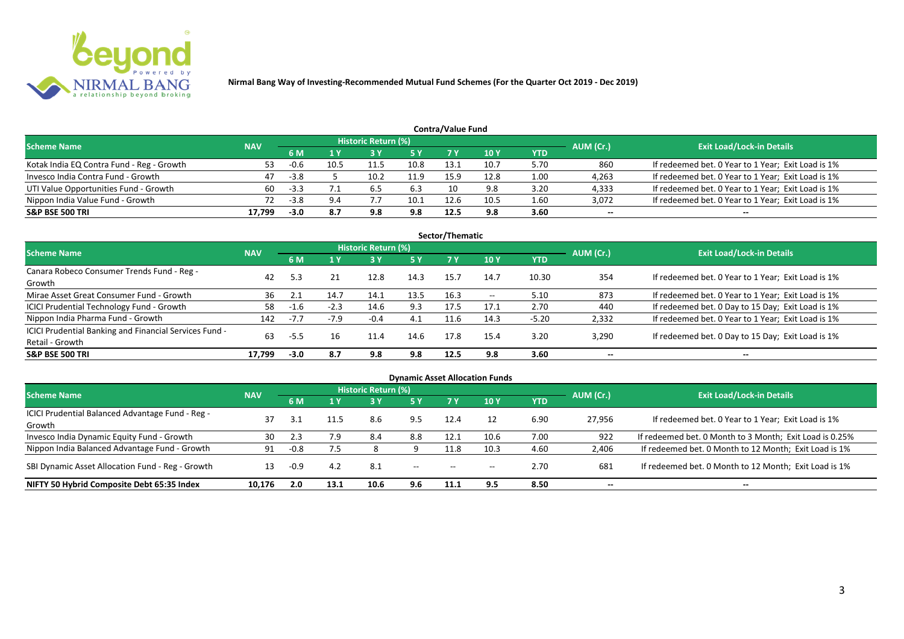**Nirmal Bang Way of Investing-Recommended Mutual Fund Schemes (For the Quarter Oct 2019 - Dec 2019)**

## Contra/Value Fund

| Scheme Name | NAV | Historic Return (%) | | | | | | | AUM (Cr.) | Exit Load/Lock-in Details |
|---|---|---|---|---|---|---|---|---|---|---|
| | | 6 M | 1 Y | 3 Y | 5 Y | 7 Y | 10 Y | YTD | | |
| Kotak India EQ Contra Fund - Reg - Growth | 53 | -0.6 | 10.5 | 11.5 | 10.8 | 13.1 | 10.7 | 5.70 | 860 | If redeemed bet. 0 Year to 1 Year; Exit Load is 1% |
| Invesco India Contra Fund - Growth | 47 | -3.8 | 5 | 10.2 | 11.9 | 15.9 | 12.8 | 1.00 | 4,263 | If redeemed bet. 0 Year to 1 Year; Exit Load is 1% |
| UTI Value Opportunities Fund - Growth | 60 | -3.3 | 7.1 | 6.5 | 6.3 | 10 | 9.8 | 3.20 | 4,333 | If redeemed bet. 0 Year to 1 Year; Exit Load is 1% |
| Nippon India Value Fund - Growth | 72 | -3.8 | 9.4 | 7.7 | 10.1 | 12.6 | 10.5 | 1.60 | 3,072 | If redeemed bet. 0 Year to 1 Year; Exit Load is 1% |
| **S&P BSE 500 TRI** | **17,799** | **-3.0** | **8.7** | **9.8** | **9.8** | **12.5** | **9.8** | **3.60** | **--** | **--** |

## Sector/Thematic

| Scheme Name | NAV | Historic Return (%) | | | | | | | AUM (Cr.) | Exit Load/Lock-in Details |
|---|---|---|---|---|---|---|---|---|---|---|
| | | 6 M | 1 Y | 3 Y | 5 Y | 7 Y | 10 Y | YTD | | |
| Canara Robeco Consumer Trends Fund - Reg - Growth | 42 | 5.3 | 21 | 12.8 | 14.3 | 15.7 | 14.7 | 10.30 | 354 | If redeemed bet. 0 Year to 1 Year; Exit Load is 1% |
| Mirae Asset Great Consumer Fund - Growth | 36 | 2.1 | 14.7 | 14.1 | 13.5 | 16.3 | -- | 5.10 | 873 | If redeemed bet. 0 Year to 1 Year; Exit Load is 1% |
| ICICI Prudential Technology Fund - Growth | 58 | -1.6 | -2.3 | 14.6 | 9.3 | 17.5 | 17.1 | 2.70 | 440 | If redeemed bet. 0 Day to 15 Day; Exit Load is 1% |
| Nippon India Pharma Fund - Growth | 142 | -7.7 | -7.9 | -0.4 | 4.1 | 11.6 | 14.3 | -5.20 | 2,332 | If redeemed bet. 0 Year to 1 Year; Exit Load is 1% |
| ICICI Prudential Banking and Financial Services Fund - Retail - Growth | 63 | -5.5 | 16 | 11.4 | 14.6 | 17.8 | 15.4 | 3.20 | 3,290 | If redeemed bet. 0 Day to 15 Day; Exit Load is 1% |
| **S&P BSE 500 TRI** | **17,799** | **-3.0** | **8.7** | **9.8** | **9.8** | **12.5** | **9.8** | **3.60** | **--** | **--** |

## Dynamic Asset Allocation Funds

| Scheme Name | NAV | Historic Return (%) | | | | | | | AUM (Cr.) | Exit Load/Lock-in Details |
|---|---|---|---|---|---|---|---|---|---|---|
| | | 6 M | 1 Y | 3 Y | 5 Y | 7 Y | 10 Y | YTD | | |
| ICICI Prudential Balanced Advantage Fund - Reg - Growth | 37 | 3.1 | 11.5 | 8.6 | 9.5 | 12.4 | 12 | 6.90 | 27,956 | If redeemed bet. 0 Year to 1 Year; Exit Load is 1% |
| Invesco India Dynamic Equity Fund - Growth | 30 | 2.3 | 7.9 | 8.4 | 8.8 | 12.1 | 10.6 | 7.00 | 922 | If redeemed bet. 0 Month to 3 Month; Exit Load is 0.25% |
| Nippon India Balanced Advantage Fund - Growth | 91 | -0.8 | 7.5 | 8 | 9 | 11.8 | 10.3 | 4.60 | 2,406 | If redeemed bet. 0 Month to 12 Month; Exit Load is 1% |
| SBI Dynamic Asset Allocation Fund - Reg - Growth | 13 | -0.9 | 4.2 | 8.1 | -- | -- | -- | 2.70 | 681 | If redeemed bet. 0 Month to 12 Month; Exit Load is 1% |
| **NIFTY 50 Hybrid Composite Debt 65:35 Index** | **10,176** | **2.0** | **13.1** | **10.6** | **9.6** | **11.1** | **9.5** | **8.50** | **--** | **--** |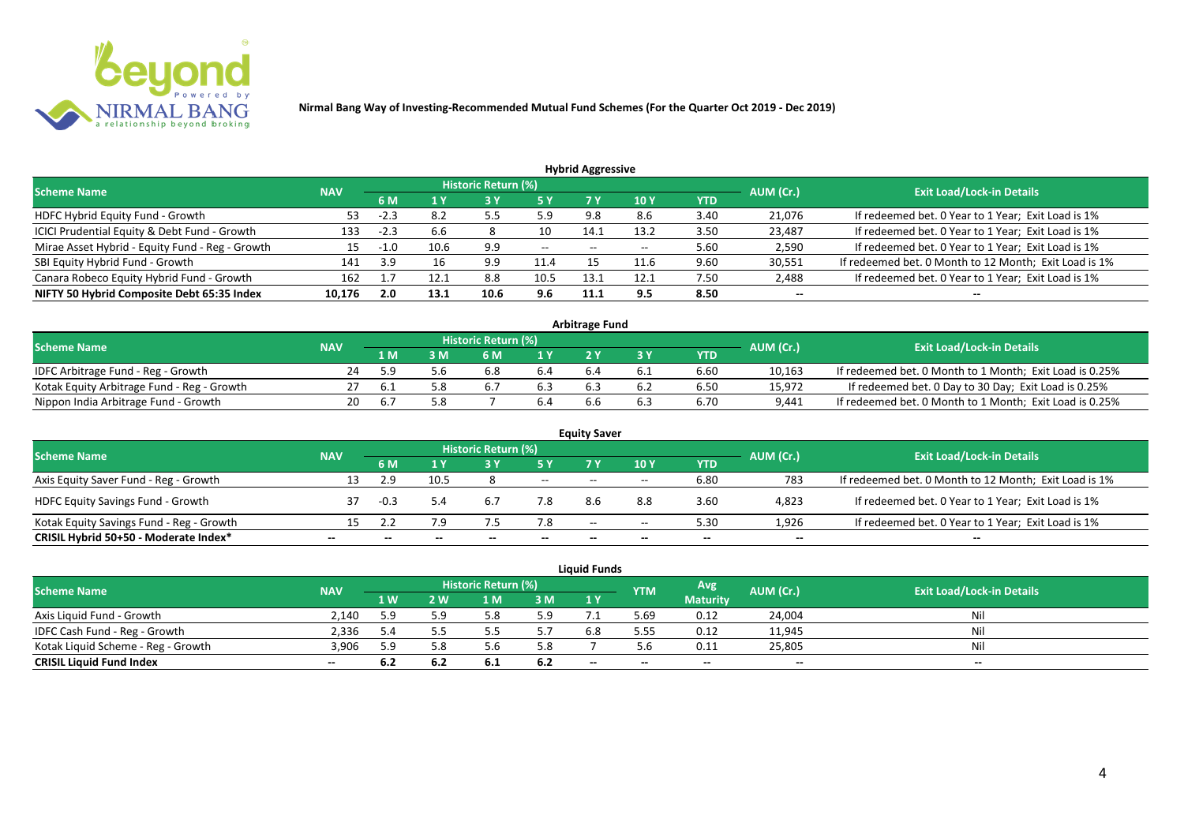Nirmal Bang Way of Investing-Recommended Mutual Fund Schemes (For the Quarter Oct 2019 - Dec 2019)

## Hybrid Aggressive

| Scheme Name | NAV | Historic Return (%) | | | | | | | AUM (Cr.) | Exit Load/Lock-in Details |
|---|---|---|---|---|---|---|---|---|---|---|
| | | 6 M | 1 Y | 3 Y | 5 Y | 7 Y | 10 Y | YTD | | |
| HDFC Hybrid Equity Fund - Growth | 53 | -2.3 | 8.2 | 5.5 | 5.9 | 9.8 | 8.6 | 3.40 | 21,076 | If redeemed bet. 0 Year to 1 Year; Exit Load is 1% |
| ICICI Prudential Equity & Debt Fund - Growth | 133 | -2.3 | 6.6 | 8 | 10 | 14.1 | 13.2 | 3.50 | 23,487 | If redeemed bet. 0 Year to 1 Year; Exit Load is 1% |
| Mirae Asset Hybrid - Equity Fund - Reg - Growth | 15 | -1.0 | 10.6 | 9.9 | -- | -- | -- | 5.60 | 2,590 | If redeemed bet. 0 Year to 1 Year; Exit Load is 1% |
| SBI Equity Hybrid Fund - Growth | 141 | 3.9 | 16 | 9.9 | 11.4 | 15 | 11.6 | 9.60 | 30,551 | If redeemed bet. 0 Month to 12 Month; Exit Load is 1% |
| Canara Robeco Equity Hybrid Fund - Growth | 162 | 1.7 | 12.1 | 8.8 | 10.5 | 13.1 | 12.1 | 7.50 | 2,488 | If redeemed bet. 0 Year to 1 Year; Exit Load is 1% |
| **NIFTY 50 Hybrid Composite Debt 65:35 Index** | **10,176** | **2.0** | **13.1** | **10.6** | **9.6** | **11.1** | **9.5** | **8.50** | **--** | **--** |

## Arbitrage Fund

| Scheme Name | NAV | Historic Return (%) | | | | | | | AUM (Cr.) | Exit Load/Lock-in Details |
|---|---|---|---|---|---|---|---|---|---|---|
| | | 1 M | 3 M | 6 M | 1 Y | 2 Y | 3 Y | YTD | | |
| IDFC Arbitrage Fund - Reg - Growth | 24 | 5.9 | 5.6 | 6.8 | 6.4 | 6.4 | 6.1 | 6.60 | 10,163 | If redeemed bet. 0 Month to 1 Month; Exit Load is 0.25% |
| Kotak Equity Arbitrage Fund - Reg - Growth | 27 | 6.1 | 5.8 | 6.7 | 6.3 | 6.3 | 6.2 | 6.50 | 15,972 | If redeemed bet. 0 Day to 30 Day; Exit Load is 0.25% |
| Nippon India Arbitrage Fund - Growth | 20 | 6.7 | 5.8 | 7 | 6.4 | 6.6 | 6.3 | 6.70 | 9,441 | If redeemed bet. 0 Month to 1 Month; Exit Load is 0.25% |

## Equity Saver

| Scheme Name | NAV | Historic Return (%) | | | | | | | AUM (Cr.) | Exit Load/Lock-in Details |
|---|---|---|---|---|---|---|---|---|---|---|
| | | 6 M | 1 Y | 3 Y | 5 Y | 7 Y | 10 Y | YTD | | |
| Axis Equity Saver Fund - Reg - Growth | 13 | 2.9 | 10.5 | 8 | -- | -- | -- | 6.80 | 783 | If redeemed bet. 0 Month to 12 Month; Exit Load is 1% |
| HDFC Equity Savings Fund - Growth | 37 | -0.3 | 5.4 | 6.7 | 7.8 | 8.6 | 8.8 | 3.60 | 4,823 | If redeemed bet. 0 Year to 1 Year; Exit Load is 1% |
| Kotak Equity Savings Fund - Reg - Growth | 15 | 2.2 | 7.9 | 7.5 | 7.8 | -- | -- | 5.30 | 1,926 | If redeemed bet. 0 Year to 1 Year; Exit Load is 1% |
| **CRISIL Hybrid 50+50 - Moderate Index*** | **--** | **--** | **--** | **--** | **--** | **--** | **--** | **--** | **--** | **--** |

## Liquid Funds

| Scheme Name | NAV | Historic Return (%) | | | | | YTM | Avg Maturity | AUM (Cr.) | Exit Load/Lock-in Details |
|---|---|---|---|---|---|---|---|---|---|---|
| | | 1 W | 2 W | 1 M | 3 M | 1 Y | | | | |
| Axis Liquid Fund - Growth | 2,140 | 5.9 | 5.9 | 5.8 | 5.9 | 7.1 | 5.69 | 0.12 | 24,004 | Nil |
| IDFC Cash Fund - Reg - Growth | 2,336 | 5.4 | 5.5 | 5.5 | 5.7 | 6.8 | 5.55 | 0.12 | 11,945 | Nil |
| Kotak Liquid Scheme - Reg - Growth | 3,906 | 5.9 | 5.8 | 5.6 | 5.8 | 7 | 5.6 | 0.11 | 25,805 | Nil |
| **CRISIL Liquid Fund Index** | **--** | **6.2** | **6.2** | **6.1** | **6.2** | **--** | **--** | **--** | **--** | **--** |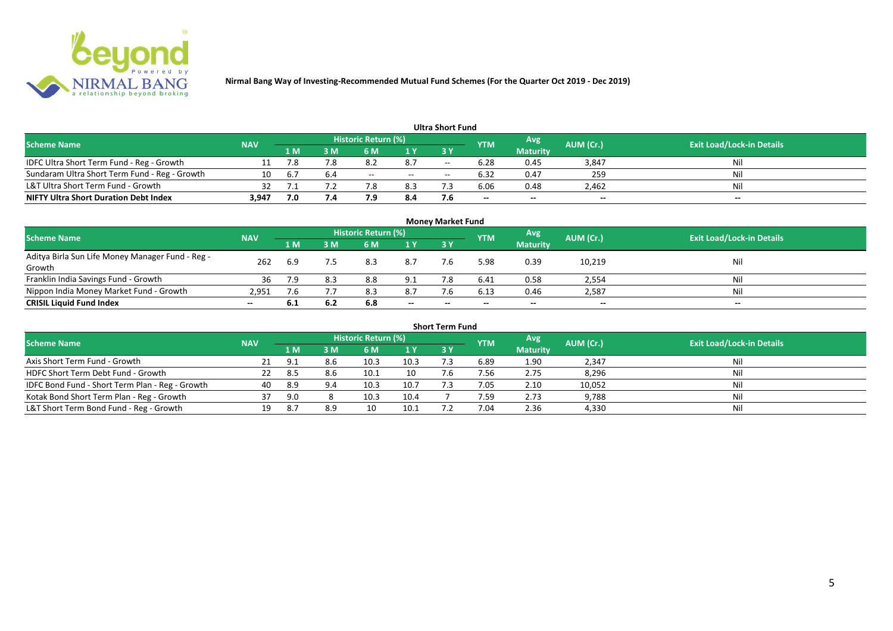Nirmal Bang Way of Investing-Recommended Mutual Fund Schemes (For the Quarter Oct 2019 - Dec 2019)

## Ultra Short Fund

| Scheme Name | NAV | Historic Return (%) | | | | | YTM | Avg Maturity | AUM (Cr.) | Exit Load/Lock-in Details |
|---|---|---|---|---|---|---|---|---|---|---|
| | | 1 M | 3 M | 6 M | 1 Y | 3 Y | | | | |
| IDFC Ultra Short Term Fund - Reg - Growth | 11 | 7.8 | 7.8 | 8.2 | 8.7 | -- | 6.28 | 0.45 | 3,847 | Nil |
| Sundaram Ultra Short Term Fund - Reg - Growth | 10 | 6.7 | 6.4 | -- | -- | -- | 6.32 | 0.47 | 259 | Nil |
| L&T Ultra Short Term Fund - Growth | 32 | 7.1 | 7.2 | 7.8 | 8.3 | 7.3 | 6.06 | 0.48 | 2,462 | Nil |
| **NIFTY Ultra Short Duration Debt Index** | **3,947** | **7.0** | **7.4** | **7.9** | **8.4** | **7.6** | **--** | **--** | **--** | **--** |

## Money Market Fund

| Scheme Name | NAV | Historic Return (%) | | | | | YTM | Avg Maturity | AUM (Cr.) | Exit Load/Lock-in Details |
|---|---|---|---|---|---|---|---|---|---|---|
| | | 1 M | 3 M | 6 M | 1 Y | 3 Y | | | | |
| Aditya Birla Sun Life Money Manager Fund - Reg - Growth | 262 | 6.9 | 7.5 | 8.3 | 8.7 | 7.6 | 5.98 | 0.39 | 10,219 | Nil |
| Franklin India Savings Fund - Growth | 36 | 7.9 | 8.3 | 8.8 | 9.1 | 7.8 | 6.41 | 0.58 | 2,554 | Nil |
| Nippon India Money Market Fund - Growth | 2,951 | 7.6 | 7.7 | 8.3 | 8.7 | 7.6 | 6.13 | 0.46 | 2,587 | Nil |
| **CRISIL Liquid Fund Index** | **--** | **6.1** | **6.2** | **6.8** | **--** | **--** | **--** | **--** | **--** | **--** |

## Short Term Fund

| Scheme Name | NAV | Historic Return (%) | | | | | YTM | Avg Maturity | AUM (Cr.) | Exit Load/Lock-in Details |
|---|---|---|---|---|---|---|---|---|---|---|
| | | 1 M | 3 M | 6 M | 1 Y | 3 Y | | | | |
| Axis Short Term Fund - Growth | 21 | 9.1 | 8.6 | 10.3 | 10.3 | 7.3 | 6.89 | 1.90 | 2,347 | Nil |
| HDFC Short Term Debt Fund - Growth | 22 | 8.5 | 8.6 | 10.1 | 10 | 7.6 | 7.56 | 2.75 | 8,296 | Nil |
| IDFC Bond Fund - Short Term Plan - Reg - Growth | 40 | 8.9 | 9.4 | 10.3 | 10.7 | 7.3 | 7.05 | 2.10 | 10,052 | Nil |
| Kotak Bond Short Term Plan - Reg - Growth | 37 | 9.0 | 8 | 10.3 | 10.4 | 7 | 7.59 | 2.73 | 9,788 | Nil |
| L&T Short Term Bond Fund - Reg - Growth | 19 | 8.7 | 8.9 | 10 | 10.1 | 7.2 | 7.04 | 2.36 | 4,330 | Nil |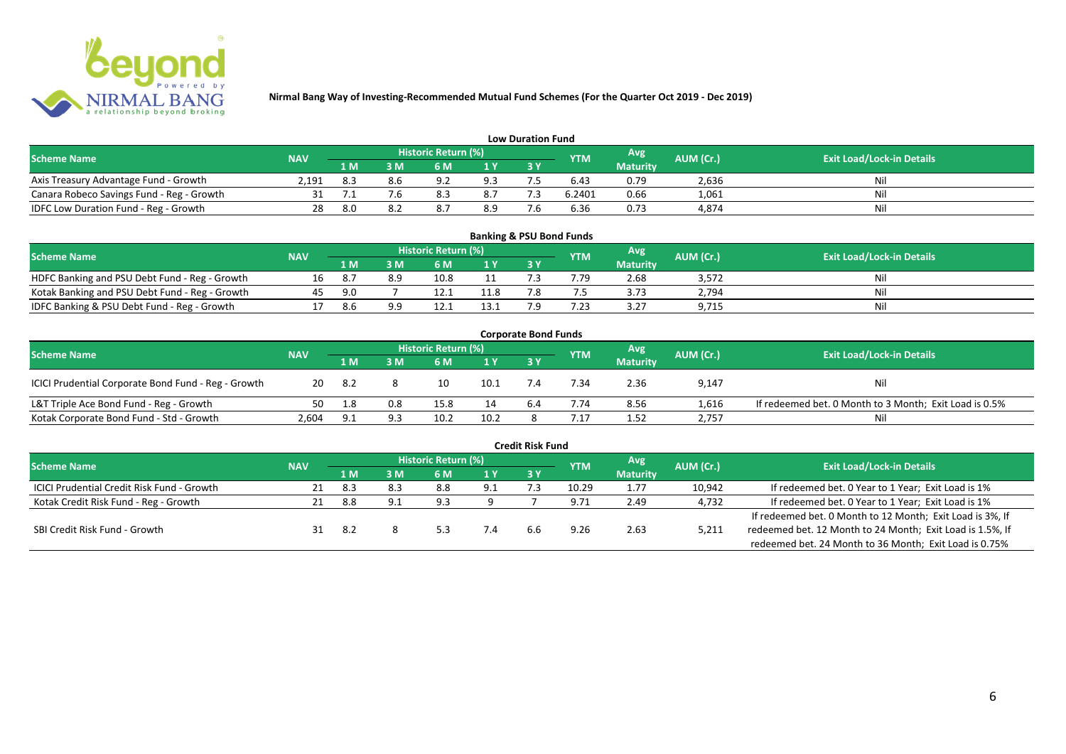**Nirmal Bang Way of Investing-Recommended Mutual Fund Schemes (For the Quarter Oct 2019 - Dec 2019)**

## Low Duration Fund

| Scheme Name | NAV | Historic Return (%) | | | | | YTM | Avg Maturity | AUM (Cr.) | Exit Load/Lock-in Details |
|---|---|---|---|---|---|---|---|---|---|---|
| | | 1 M | 3 M | 6 M | 1 Y | 3 Y | | | | |
| Axis Treasury Advantage Fund - Growth | 2,191 | 8.3 | 8.6 | 9.2 | 9.3 | 7.5 | 6.43 | 0.79 | 2,636 | Nil |
| Canara Robeco Savings Fund - Reg - Growth | 31 | 7.1 | 7.6 | 8.3 | 8.7 | 7.3 | 6.2401 | 0.66 | 1,061 | Nil |
| IDFC Low Duration Fund - Reg - Growth | 28 | 8.0 | 8.2 | 8.7 | 8.9 | 7.6 | 6.36 | 0.73 | 4,874 | Nil |

## Banking & PSU Bond Funds

| Scheme Name | NAV | Historic Return (%) | | | | | YTM | Avg Maturity | AUM (Cr.) | Exit Load/Lock-in Details |
|---|---|---|---|---|---|---|---|---|---|---|
| | | 1 M | 3 M | 6 M | 1 Y | 3 Y | | | | |
| HDFC Banking and PSU Debt Fund - Reg - Growth | 16 | 8.7 | 8.9 | 10.8 | 11 | 7.3 | 7.79 | 2.68 | 3,572 | Nil |
| Kotak Banking and PSU Debt Fund - Reg - Growth | 45 | 9.0 | 7 | 12.1 | 11.8 | 7.8 | 7.5 | 3.73 | 2,794 | Nil |
| IDFC Banking & PSU Debt Fund - Reg - Growth | 17 | 8.6 | 9.9 | 12.1 | 13.1 | 7.9 | 7.23 | 3.27 | 9,715 | Nil |

## Corporate Bond Funds

| Scheme Name | NAV | Historic Return (%) | | | | | YTM | Avg Maturity | AUM (Cr.) | Exit Load/Lock-in Details |
|---|---|---|---|---|---|---|---|---|---|---|
| | | 1 M | 3 M | 6 M | 1 Y | 3 Y | | | | |
| ICICI Prudential Corporate Bond Fund - Reg - Growth | 20 | 8.2 | 8 | 10 | 10.1 | 7.4 | 7.34 | 2.36 | 9,147 | Nil |
| L&T Triple Ace Bond Fund - Reg - Growth | 50 | 1.8 | 0.8 | 15.8 | 14 | 6.4 | 7.74 | 8.56 | 1,616 | If redeemed bet. 0 Month to 3 Month; Exit Load is 0.5% |
| Kotak Corporate Bond Fund - Std - Growth | 2,604 | 9.1 | 9.3 | 10.2 | 10.2 | 8 | 7.17 | 1.52 | 2,757 | Nil |

## Credit Risk Fund

| Scheme Name | NAV | Historic Return (%) | | | | | YTM | Avg Maturity | AUM (Cr.) | Exit Load/Lock-in Details |
|---|---|---|---|---|---|---|---|---|---|---|
| | | 1 M | 3 M | 6 M | 1 Y | 3 Y | | | | |
| ICICI Prudential Credit Risk Fund - Growth | 21 | 8.3 | 8.3 | 8.8 | 9.1 | 7.3 | 10.29 | 1.77 | 10,942 | If redeemed bet. 0 Year to 1 Year; Exit Load is 1% |
| Kotak Credit Risk Fund - Reg - Growth | 21 | 8.8 | 9.1 | 9.3 | 9 | 7 | 9.71 | 2.49 | 4,732 | If redeemed bet. 0 Year to 1 Year; Exit Load is 1% |
| SBI Credit Risk Fund - Growth | 31 | 8.2 | 8 | 5.3 | 7.4 | 6.6 | 9.26 | 2.63 | 5,211 | If redeemed bet. 0 Month to 12 Month; Exit Load is 3%, If redeemed bet. 12 Month to 24 Month; Exit Load is 1.5%, If redeemed bet. 24 Month to 36 Month; Exit Load is 0.75% |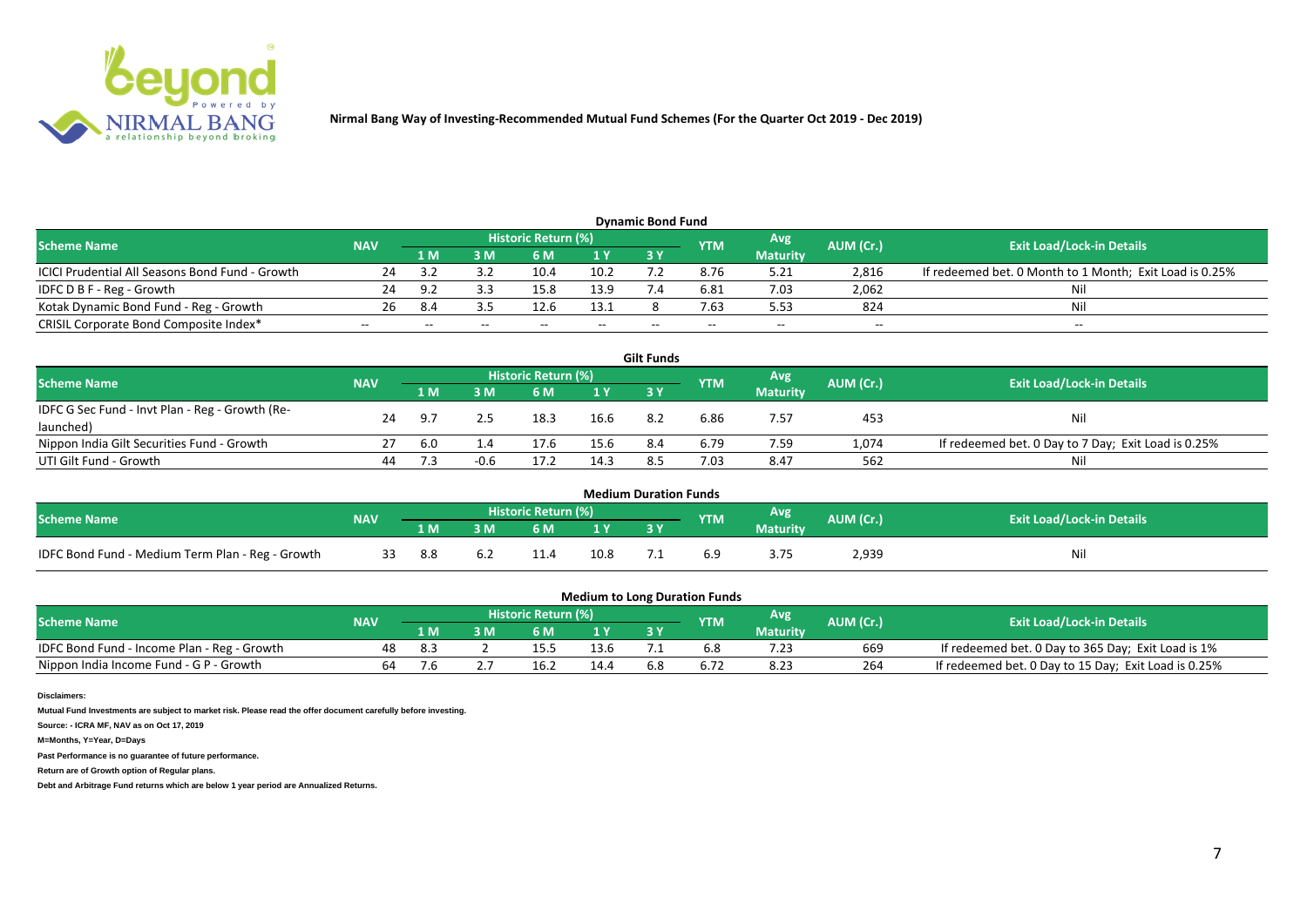Nirmal Bang Way of Investing-Recommended Mutual Fund Schemes (For the Quarter Oct 2019 - Dec 2019)

## Dynamic Bond Fund

| Scheme Name | NAV | Historic Return (%) | | | | | YTM | Avg Maturity | AUM (Cr.) | Exit Load/Lock-in Details |
|---|---|---|---|---|---|---|---|---|---|---|
| | | 1 M | 3 M | 6 M | 1 Y | 3 Y | | | | |
| ICICI Prudential All Seasons Bond Fund - Growth | 24 | 3.2 | 3.2 | 10.4 | 10.2 | 7.2 | 8.76 | 5.21 | 2,816 | If redeemed bet. 0 Month to 1 Month; Exit Load is 0.25% |
| IDFC D B F - Reg - Growth | 24 | 9.2 | 3.3 | 15.8 | 13.9 | 7.4 | 6.81 | 7.03 | 2,062 | Nil |
| Kotak Dynamic Bond Fund - Reg - Growth | 26 | 8.4 | 3.5 | 12.6 | 13.1 | 8 | 7.63 | 5.53 | 824 | Nil |
| CRISIL Corporate Bond Composite Index* | -- | -- | -- | -- | -- | -- | -- | -- | -- | -- |

## Gilt Funds

| Scheme Name | NAV | Historic Return (%) | | | | | YTM | Avg Maturity | AUM (Cr.) | Exit Load/Lock-in Details |
|---|---|---|---|---|---|---|---|---|---|---|
| | | 1 M | 3 M | 6 M | 1 Y | 3 Y | | | | |
| IDFC G Sec Fund - Invt Plan - Reg - Growth (Re-launched) | 24 | 9.7 | 2.5 | 18.3 | 16.6 | 8.2 | 6.86 | 7.57 | 453 | Nil |
| Nippon India Gilt Securities Fund - Growth | 27 | 6.0 | 1.4 | 17.6 | 15.6 | 8.4 | 6.79 | 7.59 | 1,074 | If redeemed bet. 0 Day to 7 Day; Exit Load is 0.25% |
| UTI Gilt Fund - Growth | 44 | 7.3 | -0.6 | 17.2 | 14.3 | 8.5 | 7.03 | 8.47 | 562 | Nil |

## Medium Duration Funds

| Scheme Name | NAV | Historic Return (%) | | | | | YTM | Avg Maturity | AUM (Cr.) | Exit Load/Lock-in Details |
|---|---|---|---|---|---|---|---|---|---|---|
| | | 1 M | 3 M | 6 M | 1 Y | 3 Y | | | | |
| IDFC Bond Fund - Medium Term Plan - Reg - Growth | 33 | 8.8 | 6.2 | 11.4 | 10.8 | 7.1 | 6.9 | 3.75 | 2,939 | Nil |

## Medium to Long Duration Funds

| Scheme Name | NAV | Historic Return (%) | | | | | YTM | Avg Maturity | AUM (Cr.) | Exit Load/Lock-in Details |
|---|---|---|---|---|---|---|---|---|---|---|
| | | 1 M | 3 M | 6 M | 1 Y | 3 Y | | | | |
| IDFC Bond Fund - Income Plan - Reg - Growth | 48 | 8.3 | 2 | 15.5 | 13.6 | 7.1 | 6.8 | 7.23 | 669 | If redeemed bet. 0 Day to 365 Day; Exit Load is 1% |
| Nippon India Income Fund - G P - Growth | 64 | 7.6 | 2.7 | 16.2 | 14.4 | 6.8 | 6.72 | 8.23 | 264 | If redeemed bet. 0 Day to 15 Day; Exit Load is 0.25% |

**Disclaimers:**

**Mutual Fund Investments are subject to market risk. Please read the offer document carefully before investing.**

**Source: - ICRA MF, NAV as on Oct 17, 2019**

**M=Months, Y=Year, D=Days**

**Past Performance is no guarantee of future performance.**

**Return are of Growth option of Regular plans.**

**Debt and Arbitrage Fund returns which are below 1 year period are Annualized Returns.**